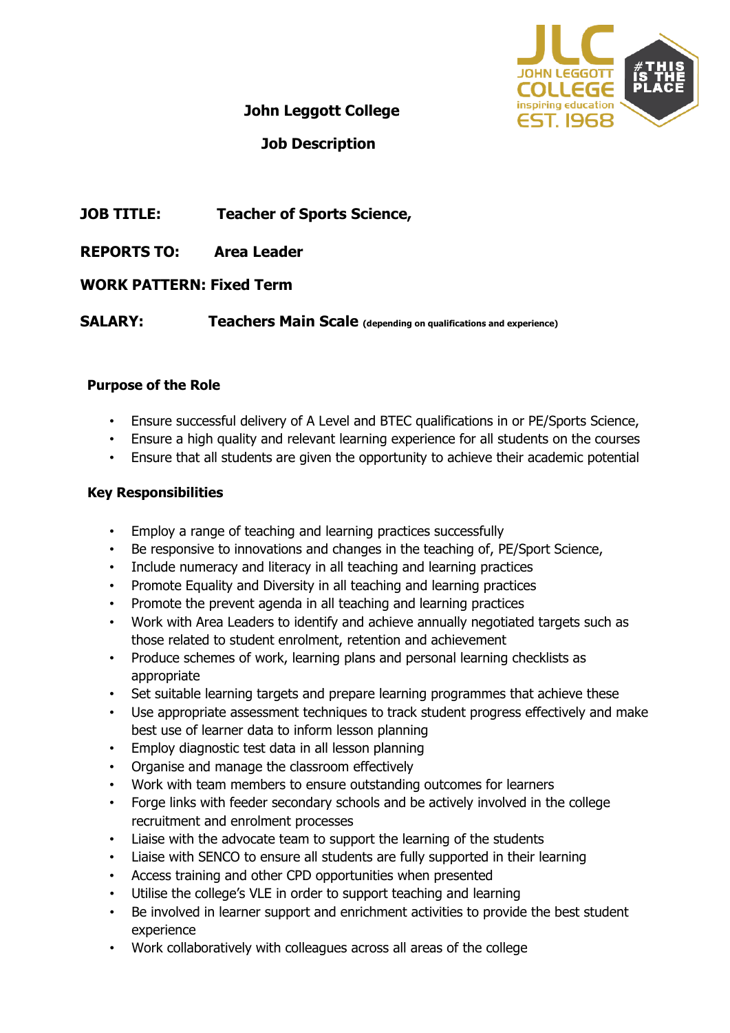# John Leggott College

## Job Description

**JOB TITLE:** **Teacher of Sports Science,**

**REPORTS TO:** **Area Leader**

**WORK PATTERN: Fixed Term**

**SALARY:** **Teachers Main Scale** **(depending on qualifications and experience)**

### Purpose of the Role

- Ensure successful delivery of A Level and BTEC qualifications in or PE/Sports Science,
- Ensure a high quality and relevant learning experience for all students on the courses
- Ensure that all students are given the opportunity to achieve their academic potential

### Key Responsibilities

- Employ a range of teaching and learning practices successfully
- Be responsive to innovations and changes in the teaching of, PE/Sport Science,
- Include numeracy and literacy in all teaching and learning practices
- Promote Equality and Diversity in all teaching and learning practices
- Promote the prevent agenda in all teaching and learning practices
- Work with Area Leaders to identify and achieve annually negotiated targets such as those related to student enrolment, retention and achievement
- Produce schemes of work, learning plans and personal learning checklists as appropriate
- Set suitable learning targets and prepare learning programmes that achieve these
- Use appropriate assessment techniques to track student progress effectively and make best use of learner data to inform lesson planning
- Employ diagnostic test data in all lesson planning
- Organise and manage the classroom effectively
- Work with team members to ensure outstanding outcomes for learners
- Forge links with feeder secondary schools and be actively involved in the college recruitment and enrolment processes
- Liaise with the advocate team to support the learning of the students
- Liaise with SENCO to ensure all students are fully supported in their learning
- Access training and other CPD opportunities when presented
- Utilise the college's VLE in order to support teaching and learning
- Be involved in learner support and enrichment activities to provide the best student experience
- Work collaboratively with colleagues across all areas of the college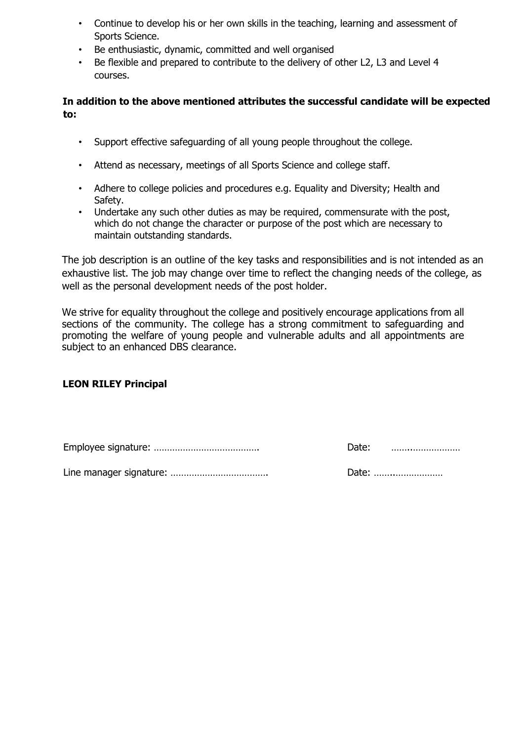- Continue to develop his or her own skills in the teaching, learning and assessment of Sports Science.
- Be enthusiastic, dynamic, committed and well organised
- Be flexible and prepared to contribute to the delivery of other L2, L3 and Level 4 courses.

**In addition to the above mentioned attributes the successful candidate will be expected to:**

- Support effective safeguarding of all young people throughout the college.
- Attend as necessary, meetings of all Sports Science and college staff.
- Adhere to college policies and procedures e.g. Equality and Diversity; Health and Safety.
- Undertake any such other duties as may be required, commensurate with the post, which do not change the character or purpose of the post which are necessary to maintain outstanding standards.

The job description is an outline of the key tasks and responsibilities and is not intended as an exhaustive list. The job may change over time to reflect the changing needs of the college, as well as the personal development needs of the post holder.

We strive for equality throughout the college and positively encourage applications from all sections of the community. The college has a strong commitment to safeguarding and promoting the welfare of young people and vulnerable adults and all appointments are subject to an enhanced DBS clearance.

**LEON RILEY Principal**

Employee signature: …………………………………. Date: ……..………………

Line manager signature: ………………………………. Date: ……..………………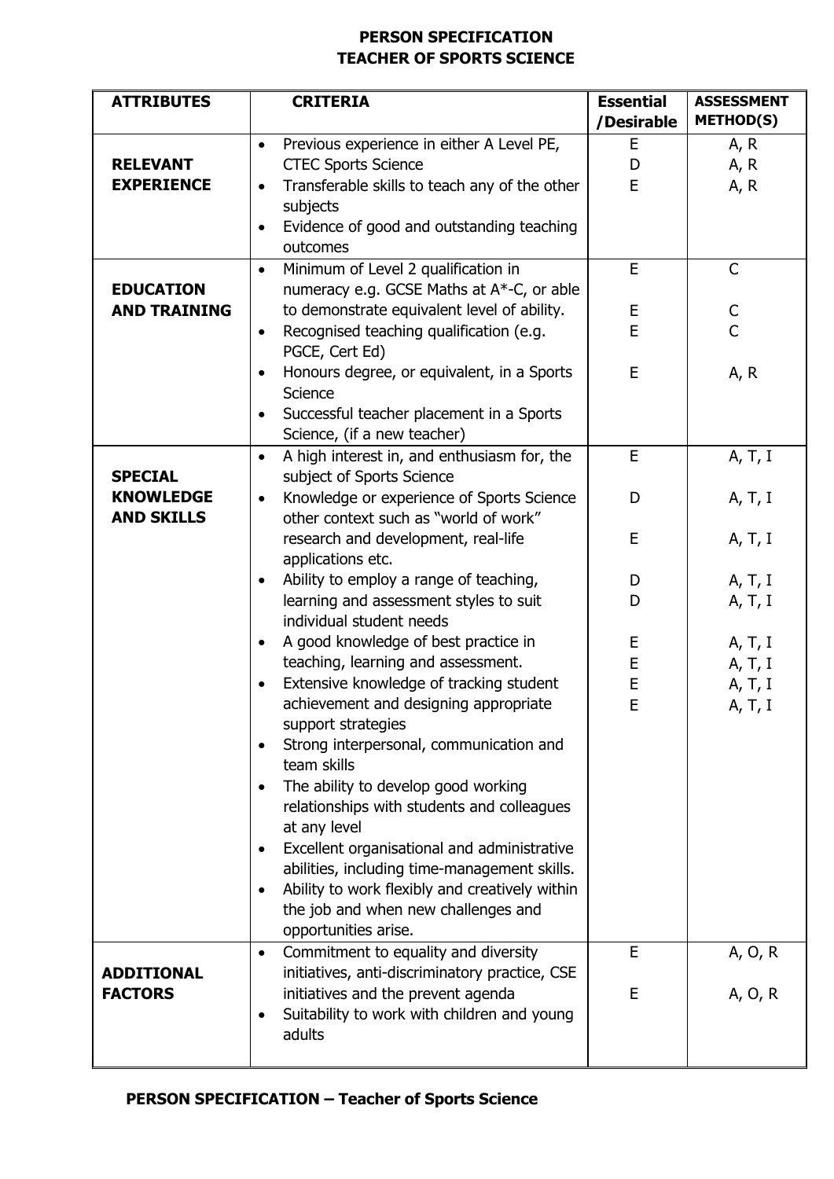# PERSON SPECIFICATION
# TEACHER OF SPORTS SCIENCE

| ATTRIBUTES | CRITERIA | Essential /Desirable | ASSESSMENT METHOD(S) |
|---|---|---|---|
| **RELEVANT EXPERIENCE** | • Previous experience in either A Level PE,<br>CTEC Sports Science<br>• Transferable skills to teach any of the other subjects<br>• Evidence of good and outstanding teaching outcomes | E<br>D<br>E | A, R<br>A, R<br>A, R |
| **EDUCATION AND TRAINING** | • Minimum of Level 2 qualification in numeracy e.g. GCSE Maths at A*-C, or able to demonstrate equivalent level of ability.<br>• Recognised teaching qualification (e.g. PGCE, Cert Ed)<br>• Honours degree, or equivalent, in a Sports Science<br>• Successful teacher placement in a Sports Science, (if a new teacher) | E<br>E<br>E<br>E | C<br>C<br>C<br>A, R |
| **SPECIAL KNOWLEDGE AND SKILLS** | • A high interest in, and enthusiasm for, the subject of Sports Science<br>• Knowledge or experience of Sports Science other context such as "world of work" research and development, real-life applications etc.<br>• Ability to employ a range of teaching, learning and assessment styles to suit individual student needs<br>• A good knowledge of best practice in teaching, learning and assessment.<br>• Extensive knowledge of tracking student achievement and designing appropriate support strategies<br>• Strong interpersonal, communication and team skills<br>• The ability to develop good working relationships with students and colleagues at any level<br>• Excellent organisational and administrative abilities, including time-management skills.<br>• Ability to work flexibly and creatively within the job and when new challenges and opportunities arise. | E<br>D<br>E<br>D<br>D<br>E<br>E<br>E<br>E | A, T, I<br>A, T, I<br>A, T, I<br>A, T, I<br>A, T, I<br>A, T, I<br>A, T, I<br>A, T, I<br>A, T, I |
| **ADDITIONAL FACTORS** | • Commitment to equality and diversity initiatives, anti-discriminatory practice, CSE initiatives and the prevent agenda<br>• Suitability to work with children and young adults | E<br>E | A, O, R<br>A, O, R |

**PERSON SPECIFICATION – Teacher of Sports Science**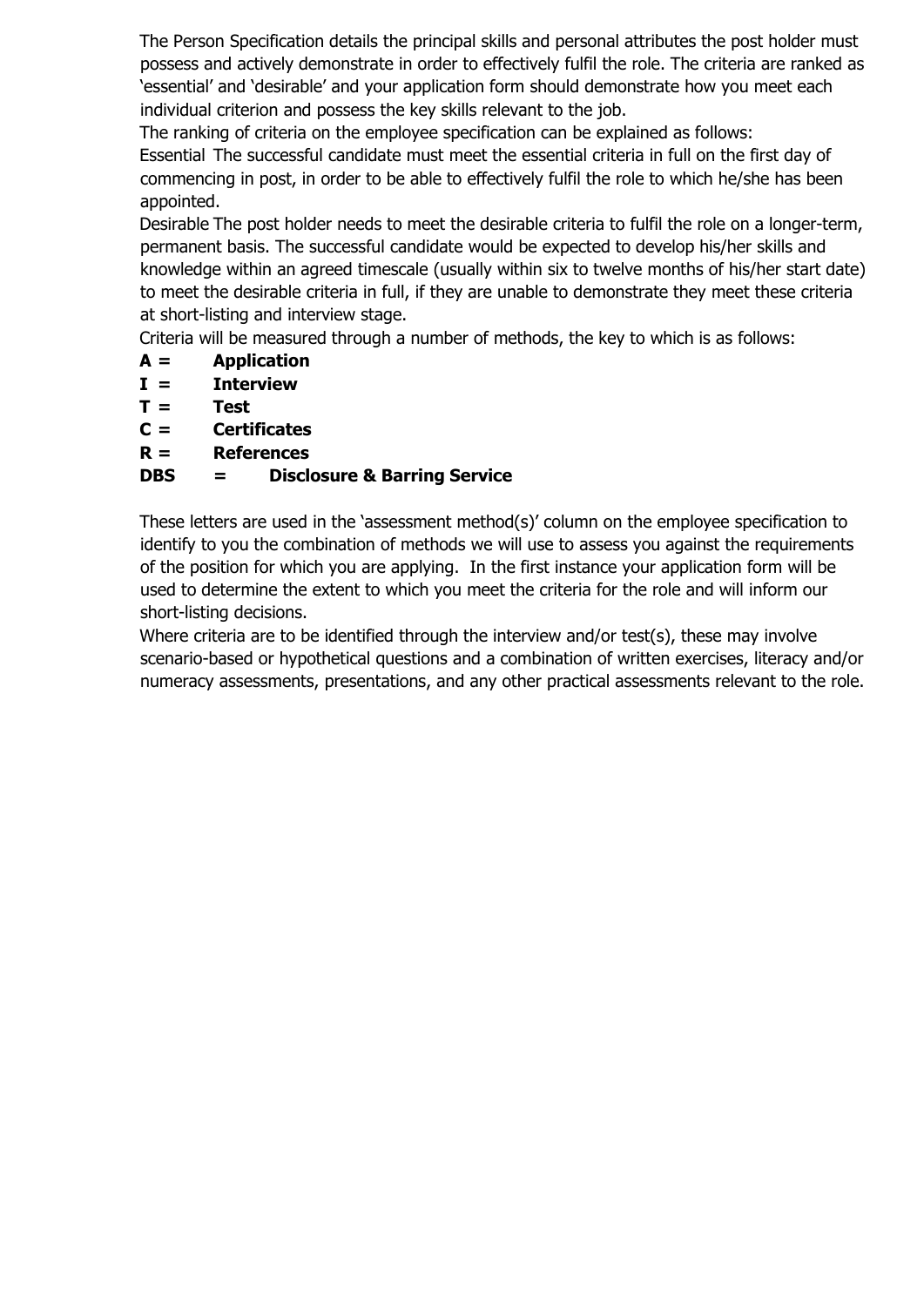The Person Specification details the principal skills and personal attributes the post holder must possess and actively demonstrate in order to effectively fulfil the role. The criteria are ranked as 'essential' and 'desirable' and your application form should demonstrate how you meet each individual criterion and possess the key skills relevant to the job.

The ranking of criteria on the employee specification can be explained as follows:

Essential The successful candidate must meet the essential criteria in full on the first day of commencing in post, in order to be able to effectively fulfil the role to which he/she has been appointed.

Desirable The post holder needs to meet the desirable criteria to fulfil the role on a longer-term, permanent basis. The successful candidate would be expected to develop his/her skills and knowledge within an agreed timescale (usually within six to twelve months of his/her start date) to meet the desirable criteria in full, if they are unable to demonstrate they meet these criteria at short-listing and interview stage.

Criteria will be measured through a number of methods, the key to which is as follows:

**A = Application**
**I = Interview**
**T = Test**
**C = Certificates**
**R = References**
**DBS = Disclosure & Barring Service**

These letters are used in the 'assessment method(s)' column on the employee specification to identify to you the combination of methods we will use to assess you against the requirements of the position for which you are applying. In the first instance your application form will be used to determine the extent to which you meet the criteria for the role and will inform our short-listing decisions.

Where criteria are to be identified through the interview and/or test(s), these may involve scenario-based or hypothetical questions and a combination of written exercises, literacy and/or numeracy assessments, presentations, and any other practical assessments relevant to the role.